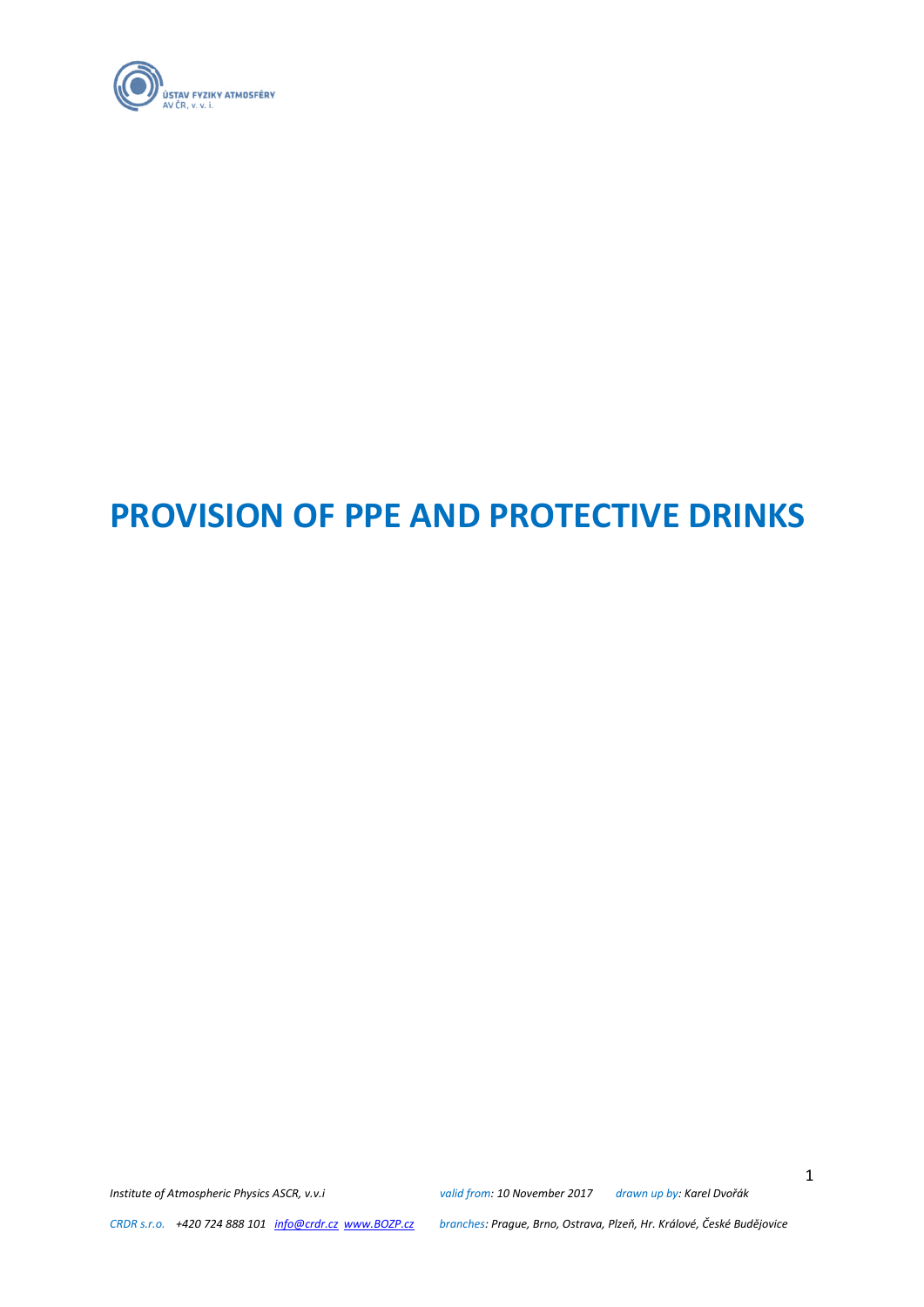# PROVISION OF PPE AND PROTECTIVE DRINKS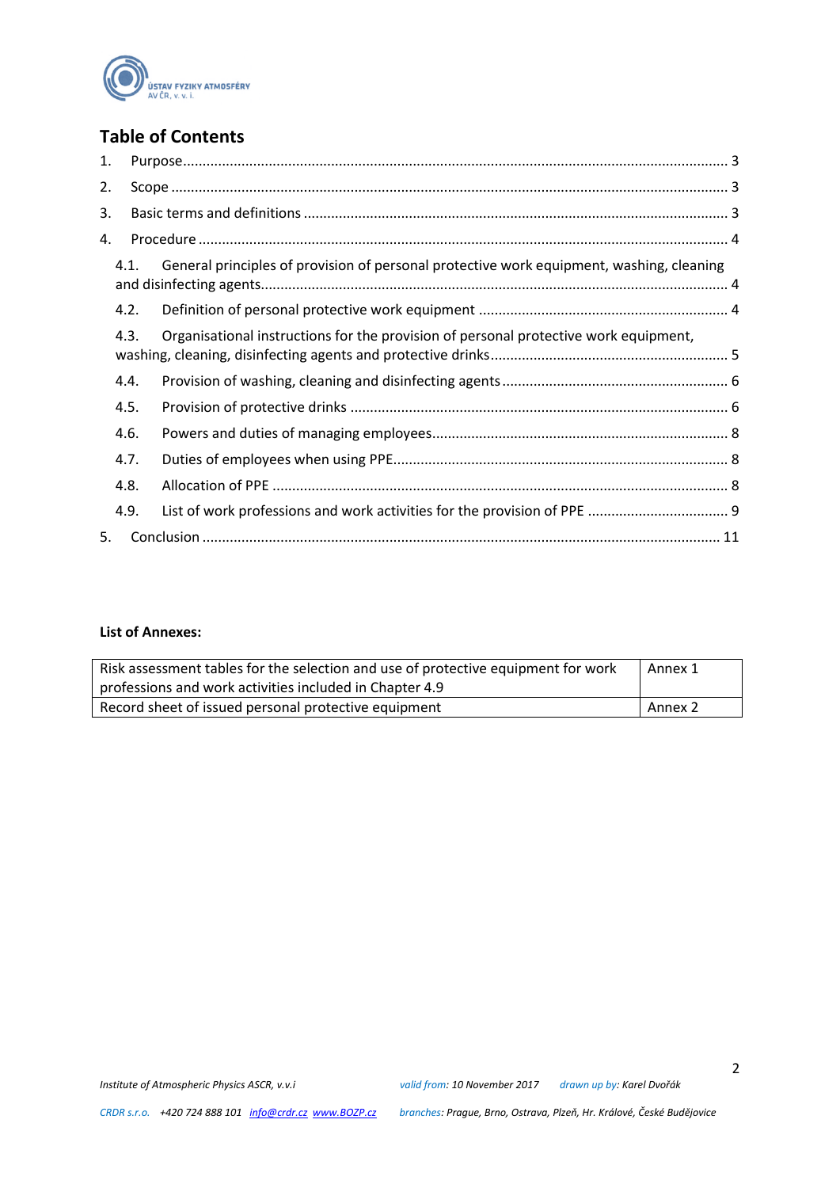## Table of Contents

1. Purpose ..... 3
2. Scope ..... 3
3. Basic terms and definitions ..... 3
4. Procedure ..... 4
   - 4.1. General principles of provision of personal protective work equipment, washing, cleaning and disinfecting agents ..... 4
   - 4.2. Definition of personal protective work equipment ..... 4
   - 4.3. Organisational instructions for the provision of personal protective work equipment, washing, cleaning, disinfecting agents and protective drinks ..... 5
   - 4.4. Provision of washing, cleaning and disinfecting agents ..... 6
   - 4.5. Provision of protective drinks ..... 6
   - 4.6. Powers and duties of managing employees ..... 8
   - 4.7. Duties of employees when using PPE ..... 8
   - 4.8. Allocation of PPE ..... 8
   - 4.9. List of work professions and work activities for the provision of PPE ..... 9
5. Conclusion ..... 11

**List of Annexes:**

| Risk assessment tables for the selection and use of protective equipment for work professions and work activities included in Chapter 4.9 | Annex 1 |
|---|---|
| Record sheet of issued personal protective equipment | Annex 2 |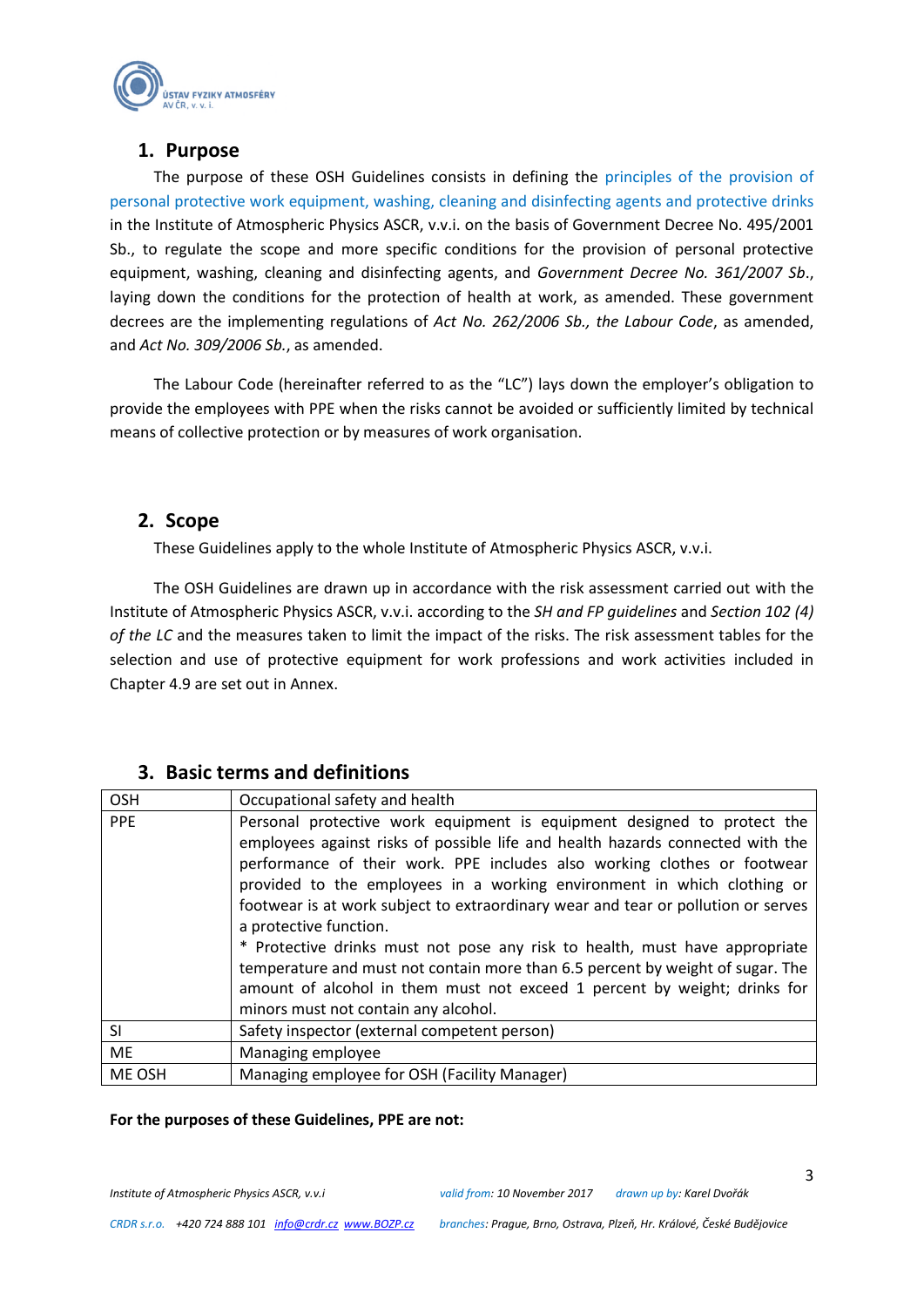## 1. Purpose

The purpose of these OSH Guidelines consists in defining the principles of the provision of personal protective work equipment, washing, cleaning and disinfecting agents and protective drinks in the Institute of Atmospheric Physics ASCR, v.v.i. on the basis of Government Decree No. 495/2001 Sb., to regulate the scope and more specific conditions for the provision of personal protective equipment, washing, cleaning and disinfecting agents, and *Government Decree No. 361/2007 Sb.*, laying down the conditions for the protection of health at work, as amended. These government decrees are the implementing regulations of *Act No. 262/2006 Sb., the Labour Code*, as amended, and *Act No. 309/2006 Sb.*, as amended.

The Labour Code (hereinafter referred to as the "LC") lays down the employer's obligation to provide the employees with PPE when the risks cannot be avoided or sufficiently limited by technical means of collective protection or by measures of work organisation.

## 2. Scope

These Guidelines apply to the whole Institute of Atmospheric Physics ASCR, v.v.i.

The OSH Guidelines are drawn up in accordance with the risk assessment carried out with the Institute of Atmospheric Physics ASCR, v.v.i. according to the *SH and FP guidelines* and *Section 102 (4) of the LC* and the measures taken to limit the impact of the risks. The risk assessment tables for the selection and use of protective equipment for work professions and work activities included in Chapter 4.9 are set out in Annex.

## 3. Basic terms and definitions

| | |
|---|---|
| OSH | Occupational safety and health |
| PPE | Personal protective work equipment is equipment designed to protect the employees against risks of possible life and health hazards connected with the performance of their work. PPE includes also working clothes or footwear provided to the employees in a working environment in which clothing or footwear is at work subject to extraordinary wear and tear or pollution or serves a protective function.<br>* Protective drinks must not pose any risk to health, must have appropriate temperature and must not contain more than 6.5 percent by weight of sugar. The amount of alcohol in them must not exceed 1 percent by weight; drinks for minors must not contain any alcohol. |
| SI | Safety inspector (external competent person) |
| ME | Managing employee |
| ME OSH | Managing employee for OSH (Facility Manager) |

**For the purposes of these Guidelines, PPE are not:**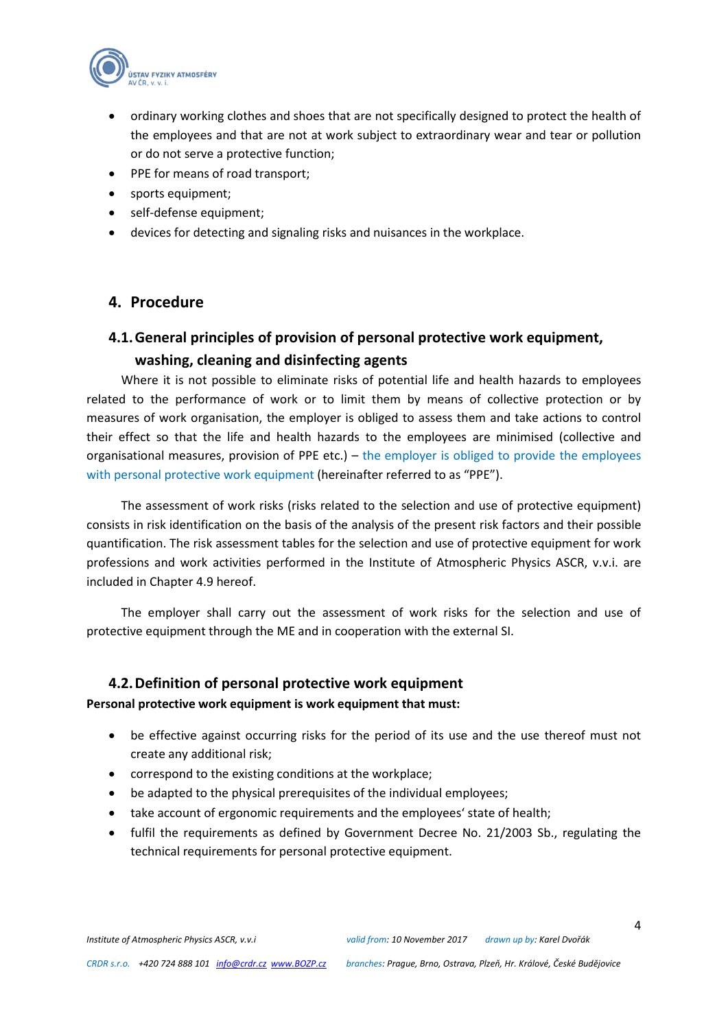- ordinary working clothes and shoes that are not specifically designed to protect the health of the employees and that are not at work subject to extraordinary wear and tear or pollution or do not serve a protective function;
- PPE for means of road transport;
- sports equipment;
- self-defense equipment;
- devices for detecting and signaling risks and nuisances in the workplace.

## 4. Procedure

### 4.1. General principles of provision of personal protective work equipment, washing, cleaning and disinfecting agents

Where it is not possible to eliminate risks of potential life and health hazards to employees related to the performance of work or to limit them by means of collective protection or by measures of work organisation, the employer is obliged to assess them and take actions to control their effect so that the life and health hazards to the employees are minimised (collective and organisational measures, provision of PPE etc.) – the employer is obliged to provide the employees with personal protective work equipment (hereinafter referred to as "PPE").

The assessment of work risks (risks related to the selection and use of protective equipment) consists in risk identification on the basis of the analysis of the present risk factors and their possible quantification. The risk assessment tables for the selection and use of protective equipment for work professions and work activities performed in the Institute of Atmospheric Physics ASCR, v.v.i. are included in Chapter 4.9 hereof.

The employer shall carry out the assessment of work risks for the selection and use of protective equipment through the ME and in cooperation with the external SI.

### 4.2. Definition of personal protective work equipment

**Personal protective work equipment is work equipment that must:**

- be effective against occurring risks for the period of its use and the use thereof must not create any additional risk;
- correspond to the existing conditions at the workplace;
- be adapted to the physical prerequisites of the individual employees;
- take account of ergonomic requirements and the employees' state of health;
- fulfil the requirements as defined by Government Decree No. 21/2003 Sb., regulating the technical requirements for personal protective equipment.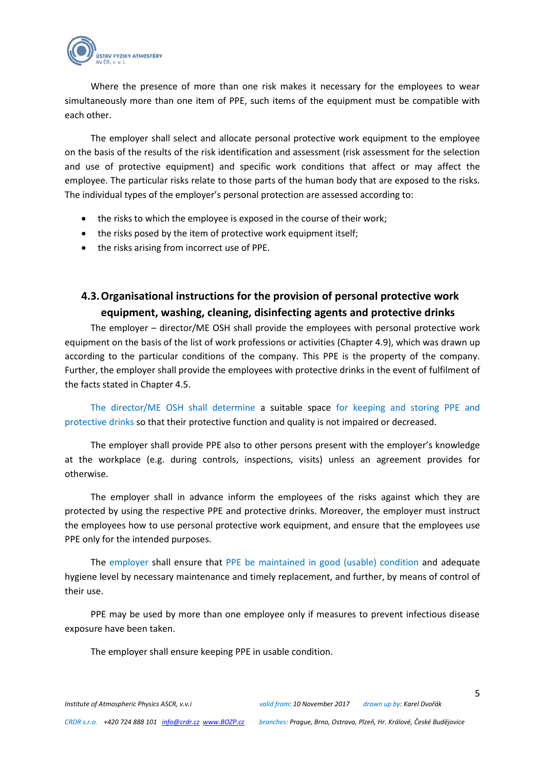Where the presence of more than one risk makes it necessary for the employees to wear simultaneously more than one item of PPE, such items of the equipment must be compatible with each other.

The employer shall select and allocate personal protective work equipment to the employee on the basis of the results of the risk identification and assessment (risk assessment for the selection and use of protective equipment) and specific work conditions that affect or may affect the employee. The particular risks relate to those parts of the human body that are exposed to the risks. The individual types of the employer's personal protection are assessed according to:

- the risks to which the employee is exposed in the course of their work;
- the risks posed by the item of protective work equipment itself;
- the risks arising from incorrect use of PPE.

## 4.3. Organisational instructions for the provision of personal protective work equipment, washing, cleaning, disinfecting agents and protective drinks

The employer – director/ME OSH shall provide the employees with personal protective work equipment on the basis of the list of work professions or activities (Chapter 4.9), which was drawn up according to the particular conditions of the company. This PPE is the property of the company. Further, the employer shall provide the employees with protective drinks in the event of fulfilment of the facts stated in Chapter 4.5.

The director/ME OSH shall determine a suitable space for keeping and storing PPE and protective drinks so that their protective function and quality is not impaired or decreased.

The employer shall provide PPE also to other persons present with the employer's knowledge at the workplace (e.g. during controls, inspections, visits) unless an agreement provides for otherwise.

The employer shall in advance inform the employees of the risks against which they are protected by using the respective PPE and protective drinks. Moreover, the employer must instruct the employees how to use personal protective work equipment, and ensure that the employees use PPE only for the intended purposes.

The employer shall ensure that PPE be maintained in good (usable) condition and adequate hygiene level by necessary maintenance and timely replacement, and further, by means of control of their use.

PPE may be used by more than one employee only if measures to prevent infectious disease exposure have been taken.

The employer shall ensure keeping PPE in usable condition.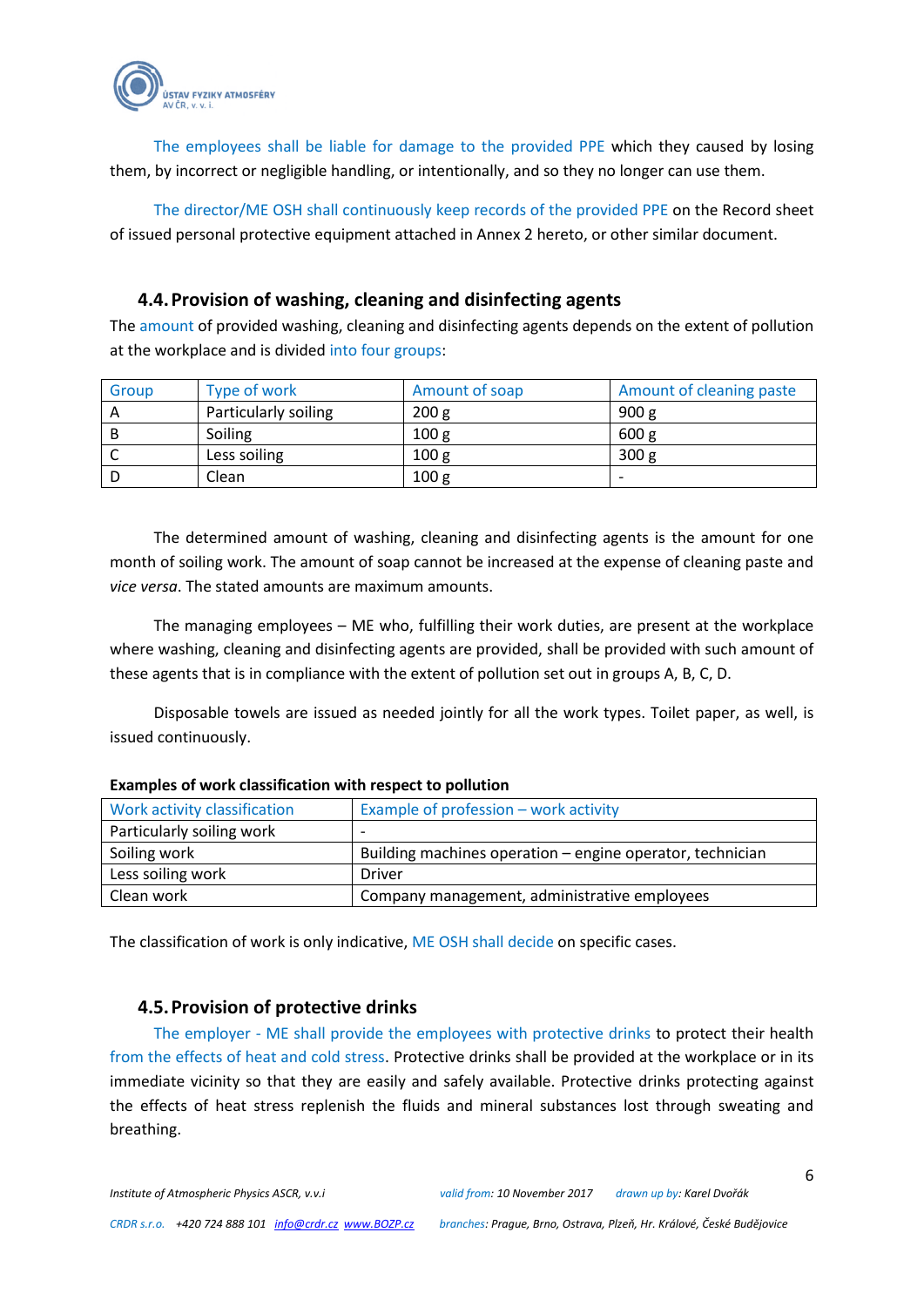The employees shall be liable for damage to the provided PPE which they caused by losing them, by incorrect or negligible handling, or intentionally, and so they no longer can use them.

The director/ME OSH shall continuously keep records of the provided PPE on the Record sheet of issued personal protective equipment attached in Annex 2 hereto, or other similar document.

### 4.4. Provision of washing, cleaning and disinfecting agents

The amount of provided washing, cleaning and disinfecting agents depends on the extent of pollution at the workplace and is divided into four groups:

| Group | Type of work | Amount of soap | Amount of cleaning paste |
|---|---|---|---|
| A | Particularly soiling | 200 g | 900 g |
| B | Soiling | 100 g | 600 g |
| C | Less soiling | 100 g | 300 g |
| D | Clean | 100 g | - |

The determined amount of washing, cleaning and disinfecting agents is the amount for one month of soiling work. The amount of soap cannot be increased at the expense of cleaning paste and *vice versa*. The stated amounts are maximum amounts.

The managing employees – ME who, fulfilling their work duties, are present at the workplace where washing, cleaning and disinfecting agents are provided, shall be provided with such amount of these agents that is in compliance with the extent of pollution set out in groups A, B, C, D.

Disposable towels are issued as needed jointly for all the work types. Toilet paper, as well, is issued continuously.

**Examples of work classification with respect to pollution**

| Work activity classification | Example of profession – work activity |
|---|---|
| Particularly soiling work | - |
| Soiling work | Building machines operation – engine operator, technician |
| Less soiling work | Driver |
| Clean work | Company management, administrative employees |

The classification of work is only indicative, ME OSH shall decide on specific cases.

### 4.5. Provision of protective drinks

The employer - ME shall provide the employees with protective drinks to protect their health from the effects of heat and cold stress. Protective drinks shall be provided at the workplace or in its immediate vicinity so that they are easily and safely available. Protective drinks protecting against the effects of heat stress replenish the fluids and mineral substances lost through sweating and breathing.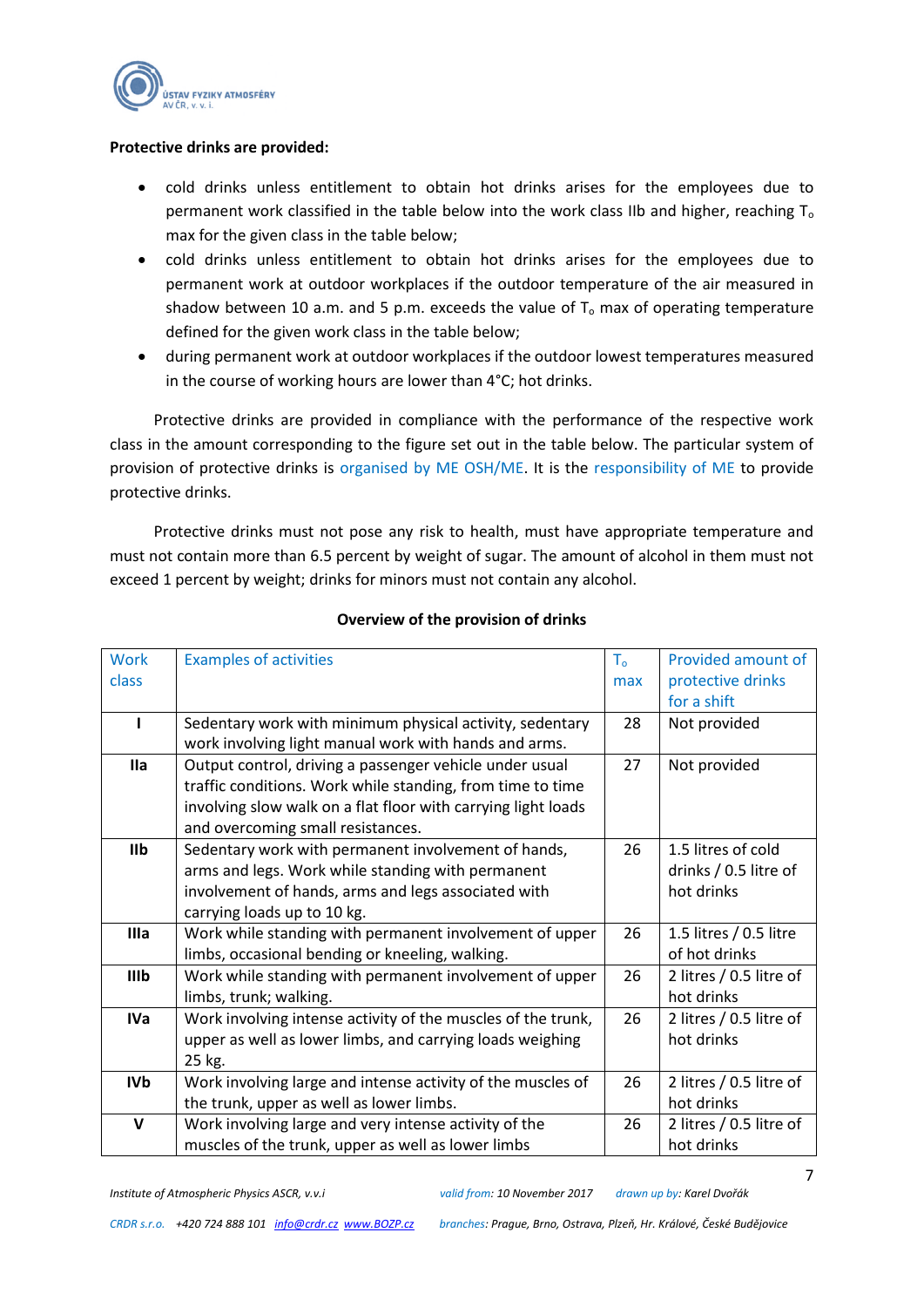**Protective drinks are provided:**

- cold drinks unless entitlement to obtain hot drinks arises for the employees due to permanent work classified in the table below into the work class IIb and higher, reaching $T_o$ max for the given class in the table below;
- cold drinks unless entitlement to obtain hot drinks arises for the employees due to permanent work at outdoor workplaces if the outdoor temperature of the air measured in shadow between 10 a.m. and 5 p.m. exceeds the value of $T_o$ max of operating temperature defined for the given work class in the table below;
- during permanent work at outdoor workplaces if the outdoor lowest temperatures measured in the course of working hours are lower than 4°C; hot drinks.

Protective drinks are provided in compliance with the performance of the respective work class in the amount corresponding to the figure set out in the table below. The particular system of provision of protective drinks is organised by ME OSH/ME. It is the responsibility of ME to provide protective drinks.

Protective drinks must not pose any risk to health, must have appropriate temperature and must not contain more than 6.5 percent by weight of sugar. The amount of alcohol in them must not exceed 1 percent by weight; drinks for minors must not contain any alcohol.

**Overview of the provision of drinks**

| Work class | Examples of activities | $T_o$ max | Provided amount of protective drinks for a shift |
|---|---|---|---|
| **I** | Sedentary work with minimum physical activity, sedentary work involving light manual work with hands and arms. | 28 | Not provided |
| **IIa** | Output control, driving a passenger vehicle under usual traffic conditions. Work while standing, from time to time involving slow walk on a flat floor with carrying light loads and overcoming small resistances. | 27 | Not provided |
| **IIb** | Sedentary work with permanent involvement of hands, arms and legs. Work while standing with permanent involvement of hands, arms and legs associated with carrying loads up to 10 kg. | 26 | 1.5 litres of cold drinks / 0.5 litre of hot drinks |
| **IIIa** | Work while standing with permanent involvement of upper limbs, occasional bending or kneeling, walking. | 26 | 1.5 litres / 0.5 litre of hot drinks |
| **IIIb** | Work while standing with permanent involvement of upper limbs, trunk; walking. | 26 | 2 litres / 0.5 litre of hot drinks |
| **IVa** | Work involving intense activity of the muscles of the trunk, upper as well as lower limbs, and carrying loads weighing 25 kg. | 26 | 2 litres / 0.5 litre of hot drinks |
| **IVb** | Work involving large and intense activity of the muscles of the trunk, upper as well as lower limbs. | 26 | 2 litres / 0.5 litre of hot drinks |
| **V** | Work involving large and very intense activity of the muscles of the trunk, upper as well as lower limbs | 26 | 2 litres / 0.5 litre of hot drinks |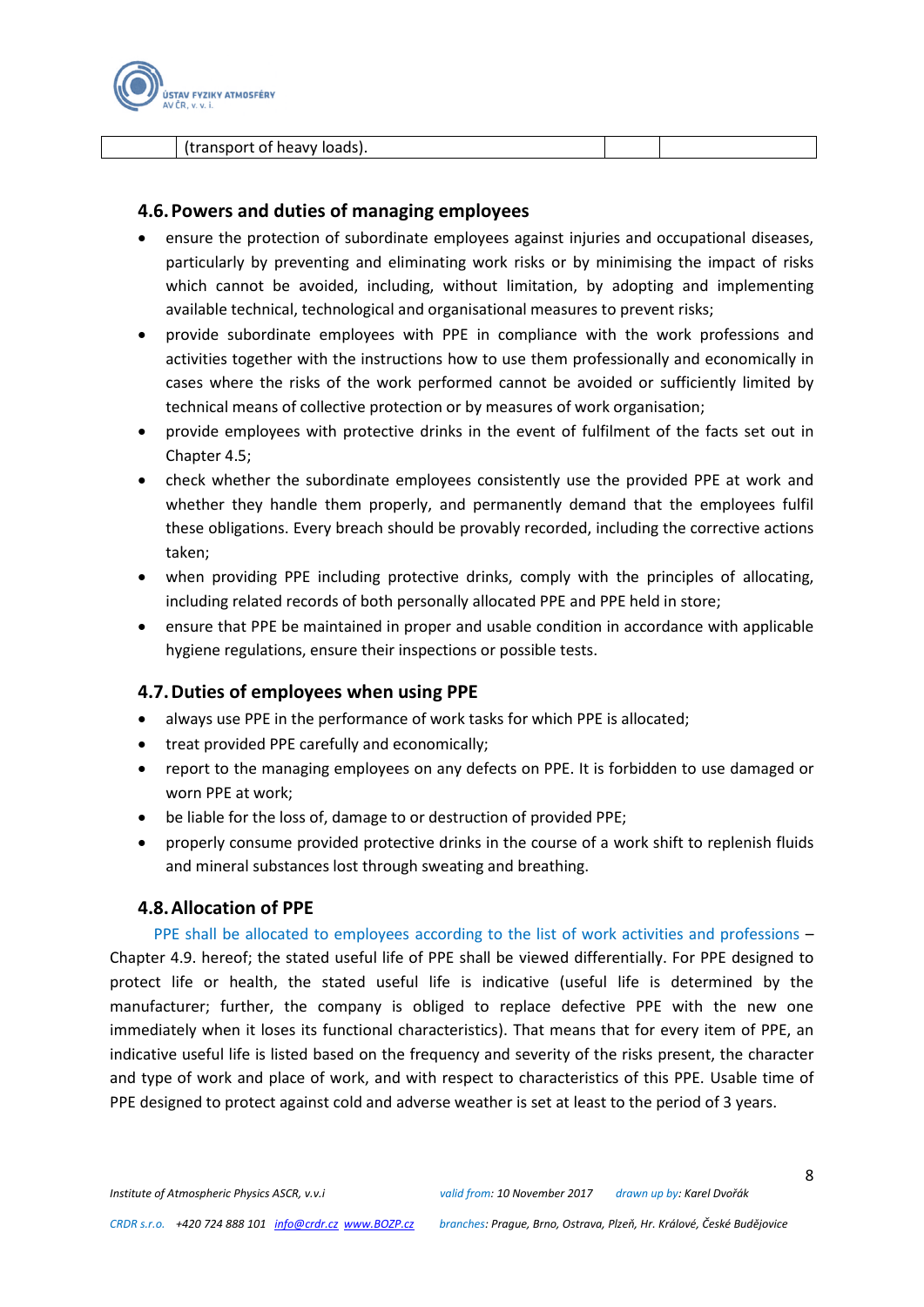| | (transport of heavy loads). | | |
|---|---|---|---|

## 4.6. Powers and duties of managing employees

- ensure the protection of subordinate employees against injuries and occupational diseases, particularly by preventing and eliminating work risks or by minimising the impact of risks which cannot be avoided, including, without limitation, by adopting and implementing available technical, technological and organisational measures to prevent risks;
- provide subordinate employees with PPE in compliance with the work professions and activities together with the instructions how to use them professionally and economically in cases where the risks of the work performed cannot be avoided or sufficiently limited by technical means of collective protection or by measures of work organisation;
- provide employees with protective drinks in the event of fulfilment of the facts set out in Chapter 4.5;
- check whether the subordinate employees consistently use the provided PPE at work and whether they handle them properly, and permanently demand that the employees fulfil these obligations. Every breach should be provably recorded, including the corrective actions taken;
- when providing PPE including protective drinks, comply with the principles of allocating, including related records of both personally allocated PPE and PPE held in store;
- ensure that PPE be maintained in proper and usable condition in accordance with applicable hygiene regulations, ensure their inspections or possible tests.

## 4.7. Duties of employees when using PPE

- always use PPE in the performance of work tasks for which PPE is allocated;
- treat provided PPE carefully and economically;
- report to the managing employees on any defects on PPE. It is forbidden to use damaged or worn PPE at work;
- be liable for the loss of, damage to or destruction of provided PPE;
- properly consume provided protective drinks in the course of a work shift to replenish fluids and mineral substances lost through sweating and breathing.

## 4.8. Allocation of PPE

PPE shall be allocated to employees according to the list of work activities and professions – Chapter 4.9. hereof; the stated useful life of PPE shall be viewed differentially. For PPE designed to protect life or health, the stated useful life is indicative (useful life is determined by the manufacturer; further, the company is obliged to replace defective PPE with the new one immediately when it loses its functional characteristics). That means that for every item of PPE, an indicative useful life is listed based on the frequency and severity of the risks present, the character and type of work and place of work, and with respect to characteristics of this PPE. Usable time of PPE designed to protect against cold and adverse weather is set at least to the period of 3 years.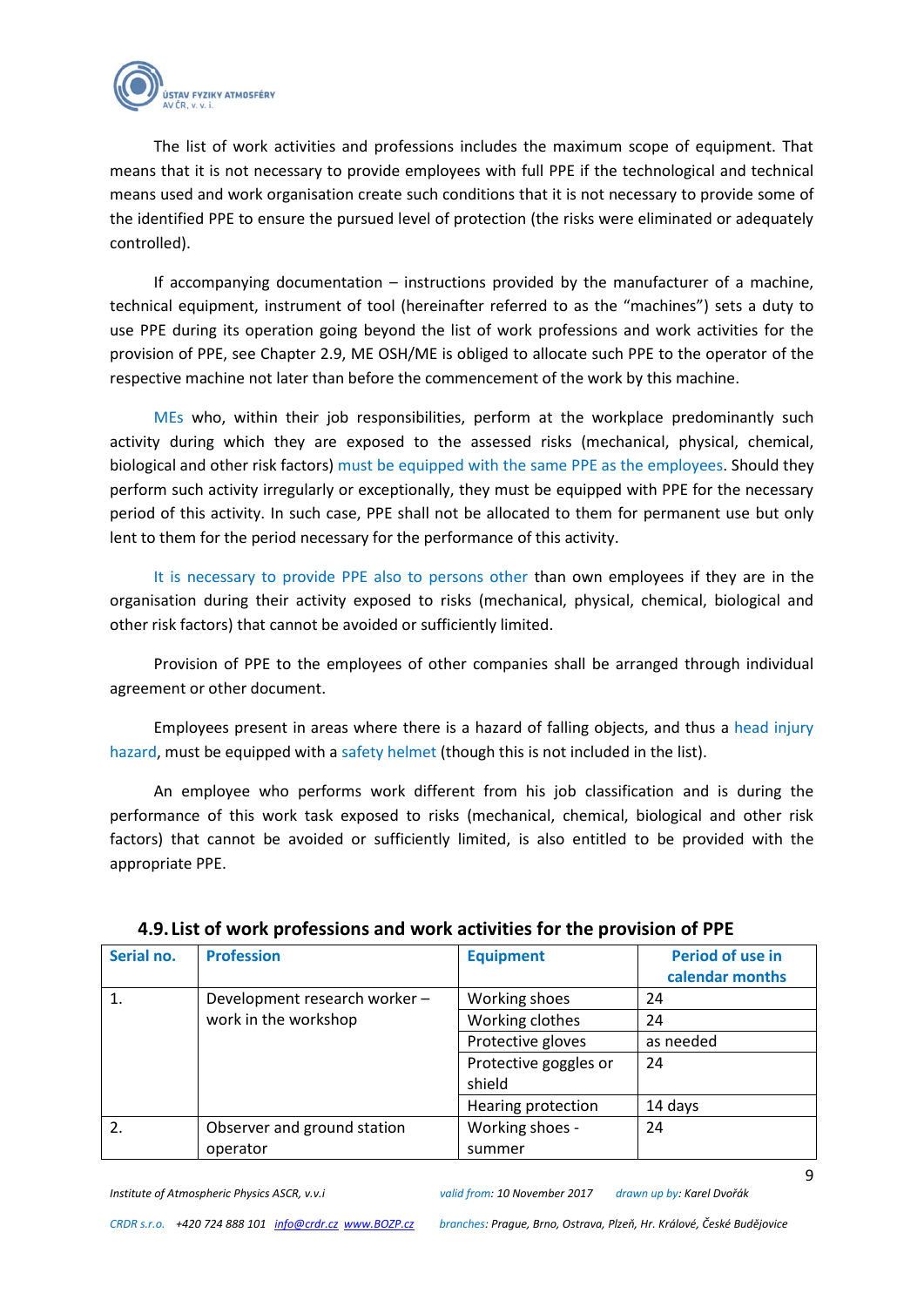The list of work activities and professions includes the maximum scope of equipment. That means that it is not necessary to provide employees with full PPE if the technological and technical means used and work organisation create such conditions that it is not necessary to provide some of the identified PPE to ensure the pursued level of protection (the risks were eliminated or adequately controlled).

If accompanying documentation – instructions provided by the manufacturer of a machine, technical equipment, instrument of tool (hereinafter referred to as the "machines") sets a duty to use PPE during its operation going beyond the list of work professions and work activities for the provision of PPE, see Chapter 2.9, ME OSH/ME is obliged to allocate such PPE to the operator of the respective machine not later than before the commencement of the work by this machine.

MEs who, within their job responsibilities, perform at the workplace predominantly such activity during which they are exposed to the assessed risks (mechanical, physical, chemical, biological and other risk factors) must be equipped with the same PPE as the employees. Should they perform such activity irregularly or exceptionally, they must be equipped with PPE for the necessary period of this activity. In such case, PPE shall not be allocated to them for permanent use but only lent to them for the period necessary for the performance of this activity.

It is necessary to provide PPE also to persons other than own employees if they are in the organisation during their activity exposed to risks (mechanical, physical, chemical, biological and other risk factors) that cannot be avoided or sufficiently limited.

Provision of PPE to the employees of other companies shall be arranged through individual agreement or other document.

Employees present in areas where there is a hazard of falling objects, and thus a head injury hazard, must be equipped with a safety helmet (though this is not included in the list).

An employee who performs work different from his job classification and is during the performance of this work task exposed to risks (mechanical, chemical, biological and other risk factors) that cannot be avoided or sufficiently limited, is also entitled to be provided with the appropriate PPE.

## 4.9. List of work professions and work activities for the provision of PPE

| Serial no. | Profession | Equipment | Period of use in calendar months |
|---|---|---|---|
| 1. | Development research worker – work in the workshop | Working shoes | 24 |
| | | Working clothes | 24 |
| | | Protective gloves | as needed |
| | | Protective goggles or shield | 24 |
| | | Hearing protection | 14 days |
| 2. | Observer and ground station operator | Working shoes - summer | 24 |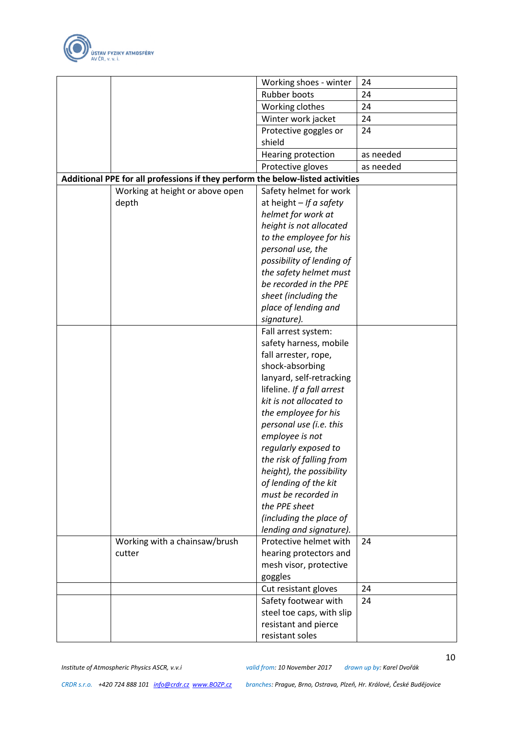| | | | |
|---|---|---|---|
| | | Working shoes - winter | 24 |
| | | Rubber boots | 24 |
| | | Working clothes | 24 |
| | | Winter work jacket | 24 |
| | | Protective goggles or shield | 24 |
| | | Hearing protection | as needed |
| | | Protective gloves | as needed |
| **Additional PPE for all professions if they perform the below-listed activities** | | | |
| | Working at height or above open depth | Safety helmet for work at height – *If a safety helmet for work at height is not allocated to the employee for his personal use, the possibility of lending of the safety helmet must be recorded in the PPE sheet (including the place of lending and signature).* | |
| | | Fall arrest system: safety harness, mobile fall arrester, rope, shock-absorbing lanyard, self-retracking lifeline. *If a fall arrest kit is not allocated to the employee for his personal use (i.e. this employee is not regularly exposed to the risk of falling from height), the possibility of lending of the kit must be recorded in the PPE sheet (including the place of lending and signature).* | |
| | Working with a chainsaw/brush cutter | Protective helmet with hearing protectors and mesh visor, protective goggles | 24 |
| | | Cut resistant gloves | 24 |
| | | Safety footwear with steel toe caps, with slip resistant and pierce resistant soles | 24 |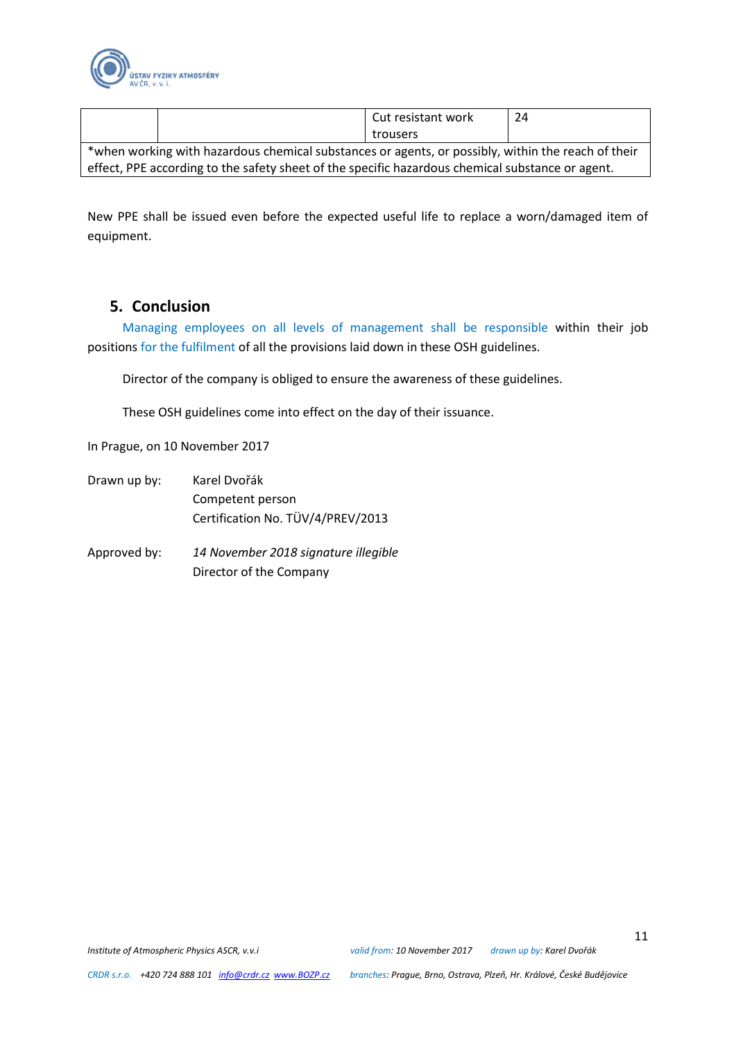| | | | |
|---|---|---|---|
| | | Cut resistant work trousers | 24 |
| *when working with hazardous chemical substances or agents, or possibly, within the reach of their effect, PPE according to the safety sheet of the specific hazardous chemical substance or agent. | | | |

New PPE shall be issued even before the expected useful life to replace a worn/damaged item of equipment.

## 5. Conclusion

Managing employees on all levels of management shall be responsible within their job positions for the fulfilment of all the provisions laid down in these OSH guidelines.

Director of the company is obliged to ensure the awareness of these guidelines.

These OSH guidelines come into effect on the day of their issuance.

In Prague, on 10 November 2017

Drawn up by: Karel Dvořák
Competent person
Certification No. TÜV/4/PREV/2013

Approved by: *14 November 2018 signature illegible*
Director of the Company